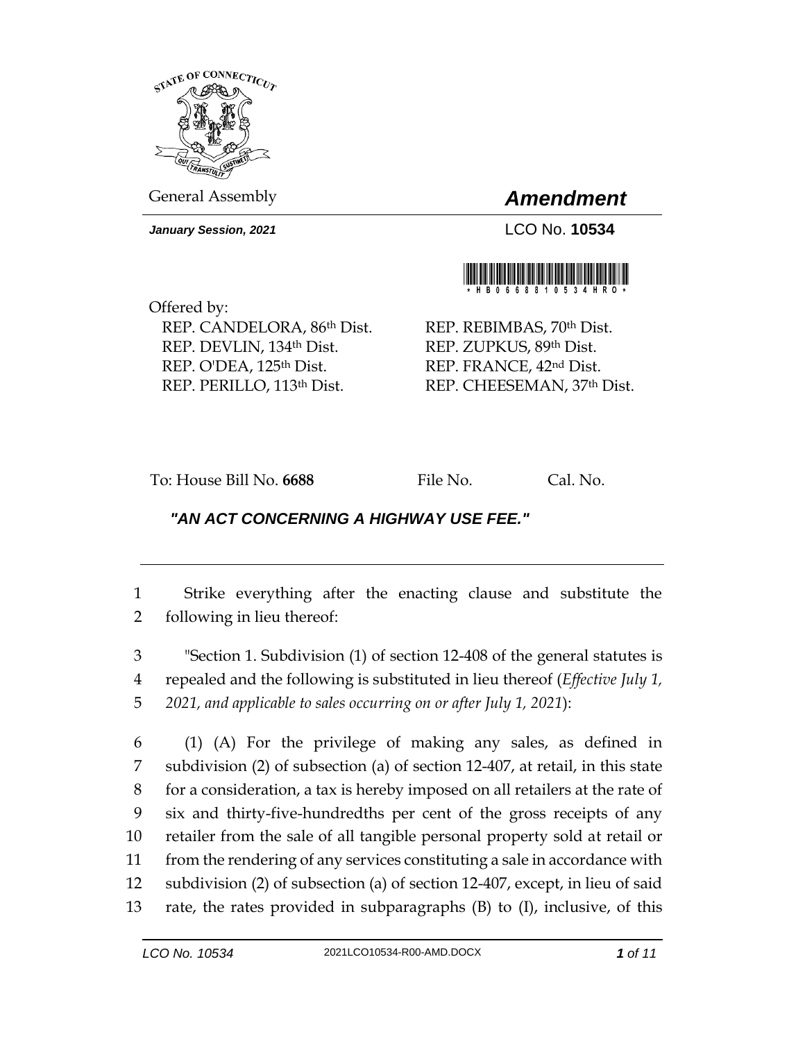General Assembly

# *Amendment*

***January Session, 2021***

LCO No. **10534**

Offered by:

REP. CANDELORA, 86th Dist.
REP. DEVLIN, 134th Dist.
REP. O'DEA, 125th Dist.
REP. PERILLO, 113th Dist.
REP. REBIMBAS, 70th Dist.
REP. ZUPKUS, 89th Dist.
REP. FRANCE, 42nd Dist.
REP. CHEESEMAN, 37th Dist.

To: House Bill No. **6688** File No. Cal. No.

***"AN ACT CONCERNING A HIGHWAY USE FEE."***

1 Strike everything after the enacting clause and substitute the
2 following in lieu thereof:

3 "Section 1. Subdivision (1) of section 12-408 of the general statutes is
4 repealed and the following is substituted in lieu thereof (*Effective July 1,*
5 *2021, and applicable to sales occurring on or after July 1, 2021*):

6 (1) (A) For the privilege of making any sales, as defined in
7 subdivision (2) of subsection (a) of section 12-407, at retail, in this state
8 for a consideration, a tax is hereby imposed on all retailers at the rate of
9 six and thirty-five-hundredths per cent of the gross receipts of any
10 retailer from the sale of all tangible personal property sold at retail or
11 from the rendering of any services constituting a sale in accordance with
12 subdivision (2) of subsection (a) of section 12-407, except, in lieu of said
13 rate, the rates provided in subparagraphs (B) to (I), inclusive, of this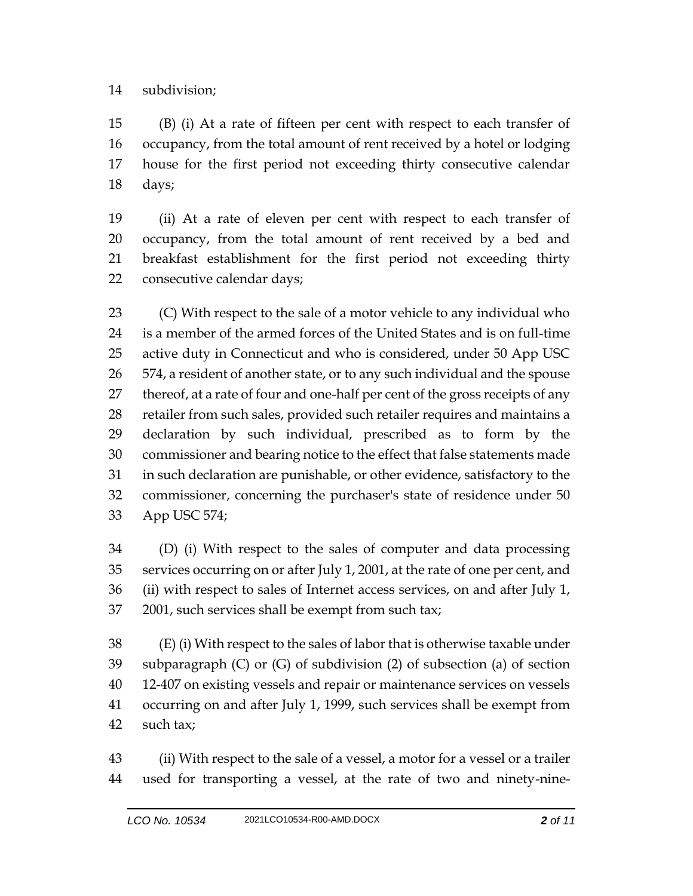subdivision;

(B) (i) At a rate of fifteen per cent with respect to each transfer of occupancy, from the total amount of rent received by a hotel or lodging house for the first period not exceeding thirty consecutive calendar days;

(ii) At a rate of eleven per cent with respect to each transfer of occupancy, from the total amount of rent received by a bed and breakfast establishment for the first period not exceeding thirty consecutive calendar days;

(C) With respect to the sale of a motor vehicle to any individual who is a member of the armed forces of the United States and is on full-time active duty in Connecticut and who is considered, under 50 App USC 574, a resident of another state, or to any such individual and the spouse thereof, at a rate of four and one-half per cent of the gross receipts of any retailer from such sales, provided such retailer requires and maintains a declaration by such individual, prescribed as to form by the commissioner and bearing notice to the effect that false statements made in such declaration are punishable, or other evidence, satisfactory to the commissioner, concerning the purchaser's state of residence under 50 App USC 574;

(D) (i) With respect to the sales of computer and data processing services occurring on or after July 1, 2001, at the rate of one per cent, and (ii) with respect to sales of Internet access services, on and after July 1, 2001, such services shall be exempt from such tax;

(E) (i) With respect to the sales of labor that is otherwise taxable under subparagraph (C) or (G) of subdivision (2) of subsection (a) of section 12-407 on existing vessels and repair or maintenance services on vessels occurring on and after July 1, 1999, such services shall be exempt from such tax;

(ii) With respect to the sale of a vessel, a motor for a vessel or a trailer used for transporting a vessel, at the rate of two and ninety-nine-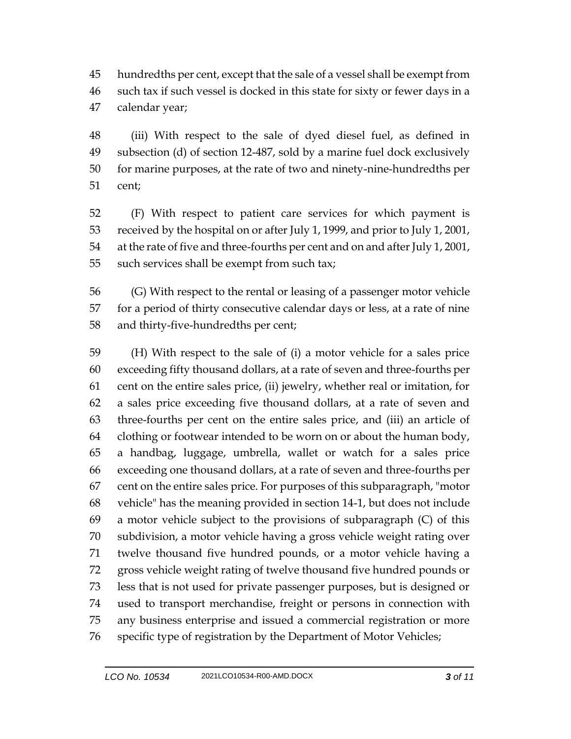hundredths per cent, except that the sale of a vessel shall be exempt from such tax if such vessel is docked in this state for sixty or fewer days in a calendar year;

(iii) With respect to the sale of dyed diesel fuel, as defined in subsection (d) of section 12-487, sold by a marine fuel dock exclusively for marine purposes, at the rate of two and ninety-nine-hundredths per cent;

(F) With respect to patient care services for which payment is received by the hospital on or after July 1, 1999, and prior to July 1, 2001, at the rate of five and three-fourths per cent and on and after July 1, 2001, such services shall be exempt from such tax;

(G) With respect to the rental or leasing of a passenger motor vehicle for a period of thirty consecutive calendar days or less, at a rate of nine and thirty-five-hundredths per cent;

(H) With respect to the sale of (i) a motor vehicle for a sales price exceeding fifty thousand dollars, at a rate of seven and three-fourths per cent on the entire sales price, (ii) jewelry, whether real or imitation, for a sales price exceeding five thousand dollars, at a rate of seven and three-fourths per cent on the entire sales price, and (iii) an article of clothing or footwear intended to be worn on or about the human body, a handbag, luggage, umbrella, wallet or watch for a sales price exceeding one thousand dollars, at a rate of seven and three-fourths per cent on the entire sales price. For purposes of this subparagraph, "motor vehicle" has the meaning provided in section 14-1, but does not include a motor vehicle subject to the provisions of subparagraph (C) of this subdivision, a motor vehicle having a gross vehicle weight rating over twelve thousand five hundred pounds, or a motor vehicle having a gross vehicle weight rating of twelve thousand five hundred pounds or less that is not used for private passenger purposes, but is designed or used to transport merchandise, freight or persons in connection with any business enterprise and issued a commercial registration or more specific type of registration by the Department of Motor Vehicles;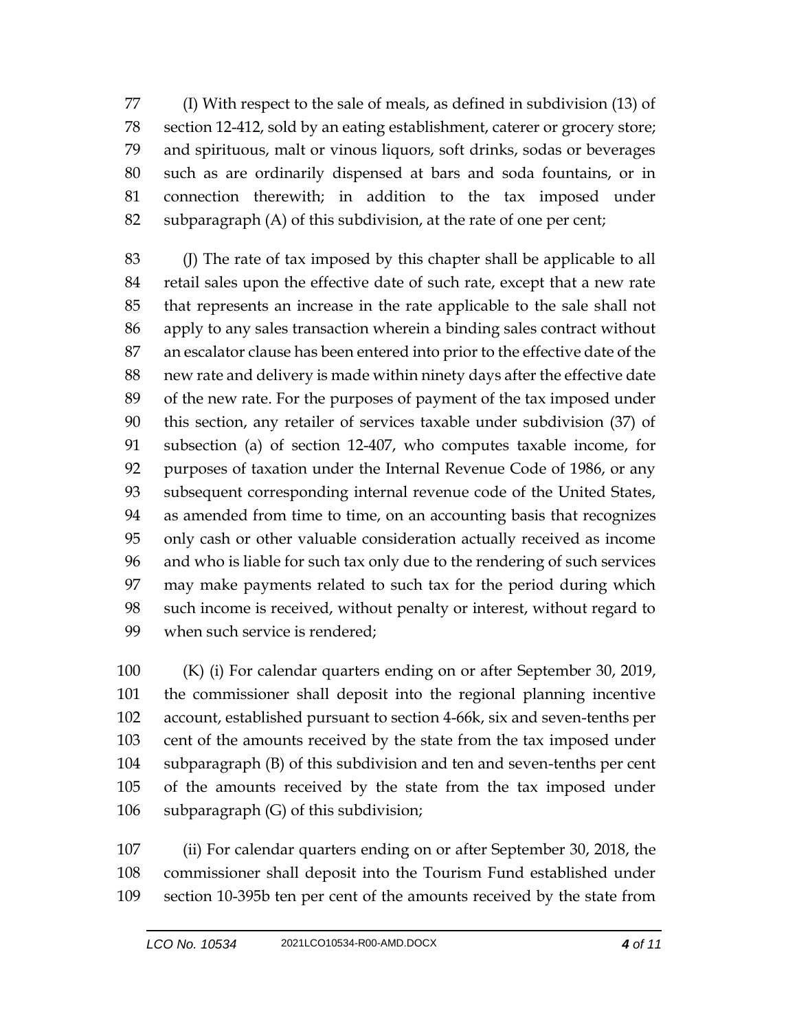(I) With respect to the sale of meals, as defined in subdivision (13) of section 12-412, sold by an eating establishment, caterer or grocery store; and spirituous, malt or vinous liquors, soft drinks, sodas or beverages such as are ordinarily dispensed at bars and soda fountains, or in connection therewith; in addition to the tax imposed under subparagraph (A) of this subdivision, at the rate of one per cent;

(J) The rate of tax imposed by this chapter shall be applicable to all retail sales upon the effective date of such rate, except that a new rate that represents an increase in the rate applicable to the sale shall not apply to any sales transaction wherein a binding sales contract without an escalator clause has been entered into prior to the effective date of the new rate and delivery is made within ninety days after the effective date of the new rate. For the purposes of payment of the tax imposed under this section, any retailer of services taxable under subdivision (37) of subsection (a) of section 12-407, who computes taxable income, for purposes of taxation under the Internal Revenue Code of 1986, or any subsequent corresponding internal revenue code of the United States, as amended from time to time, on an accounting basis that recognizes only cash or other valuable consideration actually received as income and who is liable for such tax only due to the rendering of such services may make payments related to such tax for the period during which such income is received, without penalty or interest, without regard to when such service is rendered;

(K) (i) For calendar quarters ending on or after September 30, 2019, the commissioner shall deposit into the regional planning incentive account, established pursuant to section 4-66k, six and seven-tenths per cent of the amounts received by the state from the tax imposed under subparagraph (B) of this subdivision and ten and seven-tenths per cent of the amounts received by the state from the tax imposed under subparagraph (G) of this subdivision;

(ii) For calendar quarters ending on or after September 30, 2018, the commissioner shall deposit into the Tourism Fund established under section 10-395b ten per cent of the amounts received by the state from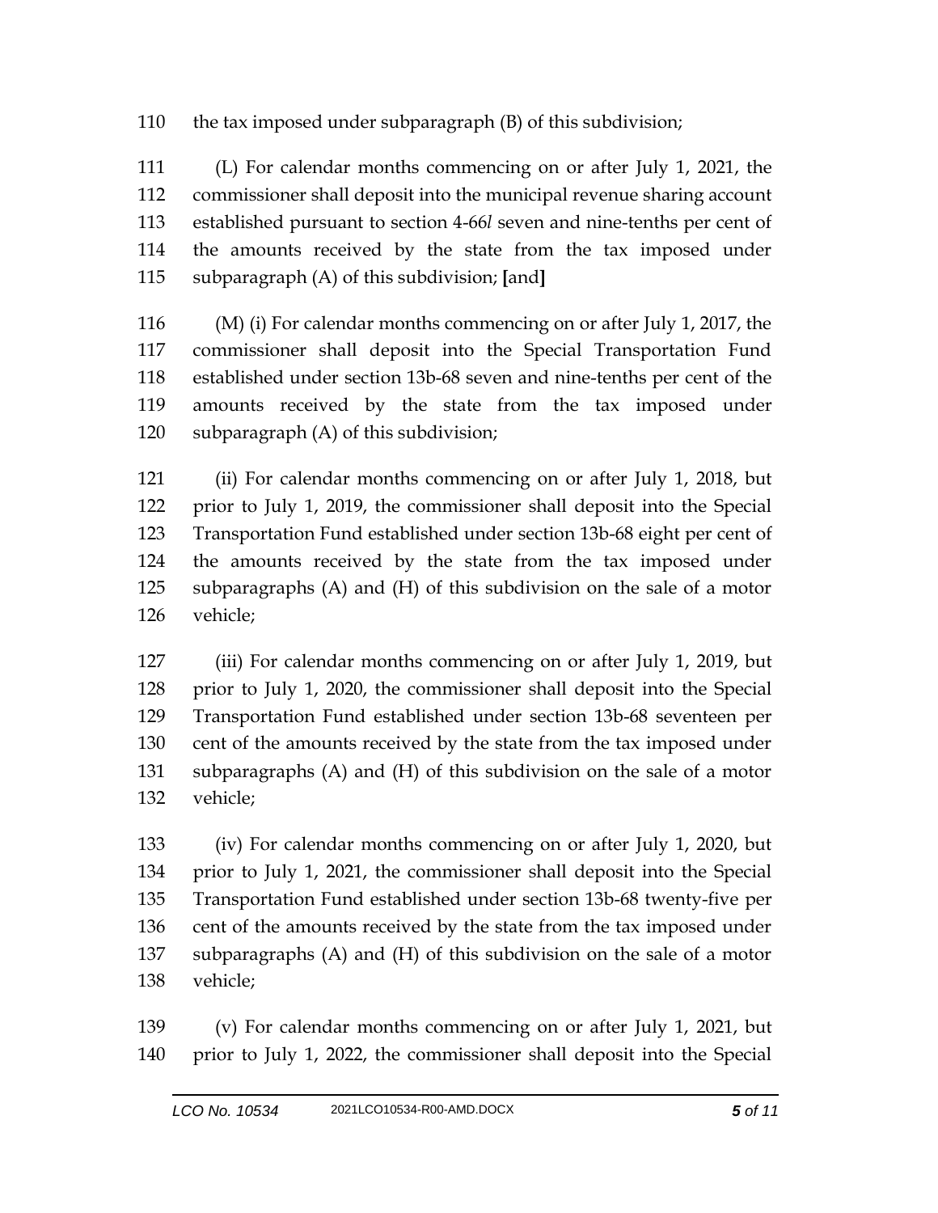110 the tax imposed under subparagraph (B) of this subdivision;

111 (L) For calendar months commencing on or after July 1, 2021, the
112 commissioner shall deposit into the municipal revenue sharing account
113 established pursuant to section 4-66*l* seven and nine-tenths per cent of
114 the amounts received by the state from the tax imposed under
115 subparagraph (A) of this subdivision; **[**and**]**

116 (M) (i) For calendar months commencing on or after July 1, 2017, the
117 commissioner shall deposit into the Special Transportation Fund
118 established under section 13b-68 seven and nine-tenths per cent of the
119 amounts received by the state from the tax imposed under
120 subparagraph (A) of this subdivision;

121 (ii) For calendar months commencing on or after July 1, 2018, but
122 prior to July 1, 2019, the commissioner shall deposit into the Special
123 Transportation Fund established under section 13b-68 eight per cent of
124 the amounts received by the state from the tax imposed under
125 subparagraphs (A) and (H) of this subdivision on the sale of a motor
126 vehicle;

127 (iii) For calendar months commencing on or after July 1, 2019, but
128 prior to July 1, 2020, the commissioner shall deposit into the Special
129 Transportation Fund established under section 13b-68 seventeen per
130 cent of the amounts received by the state from the tax imposed under
131 subparagraphs (A) and (H) of this subdivision on the sale of a motor
132 vehicle;

133 (iv) For calendar months commencing on or after July 1, 2020, but
134 prior to July 1, 2021, the commissioner shall deposit into the Special
135 Transportation Fund established under section 13b-68 twenty-five per
136 cent of the amounts received by the state from the tax imposed under
137 subparagraphs (A) and (H) of this subdivision on the sale of a motor
138 vehicle;

139 (v) For calendar months commencing on or after July 1, 2021, but
140 prior to July 1, 2022, the commissioner shall deposit into the Special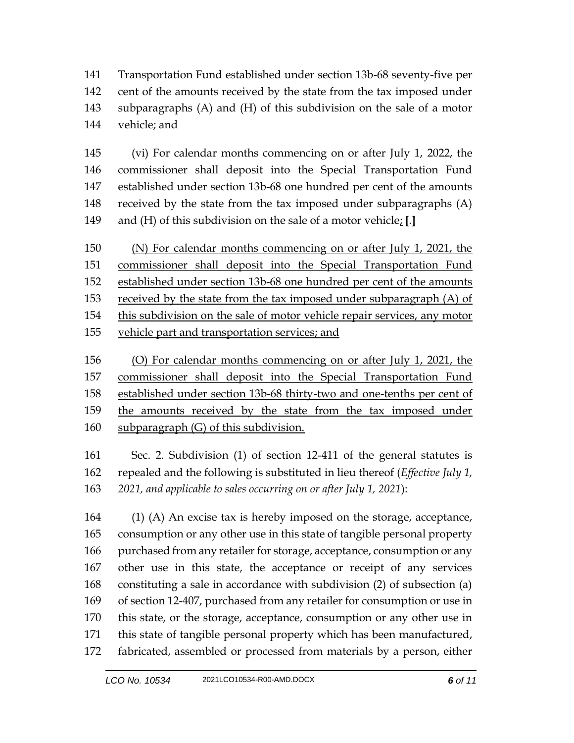141 Transportation Fund established under section 13b-68 seventy-five per
142 cent of the amounts received by the state from the tax imposed under
143 subparagraphs (A) and (H) of this subdivision on the sale of a motor
144 vehicle; and

145 (vi) For calendar months commencing on or after July 1, 2022, the
146 commissioner shall deposit into the Special Transportation Fund
147 established under section 13b-68 one hundred per cent of the amounts
148 received by the state from the tax imposed under subparagraphs (A)
149 and (H) of this subdivision on the sale of a motor vehicle; **[**.**]**

150 <u>(N) For calendar months commencing on or after July 1, 2021, the</u>
151 <u>commissioner shall deposit into the Special Transportation Fund</u>
152 <u>established under section 13b-68 one hundred per cent of the amounts</u>
153 <u>received by the state from the tax imposed under subparagraph (A) of</u>
154 <u>this subdivision on the sale of motor vehicle repair services, any motor</u>
155 <u>vehicle part and transportation services; and</u>

156 <u>(O) For calendar months commencing on or after July 1, 2021, the</u>
157 <u>commissioner shall deposit into the Special Transportation Fund</u>
158 <u>established under section 13b-68 thirty-two and one-tenths per cent of</u>
159 <u>the amounts received by the state from the tax imposed under</u>
160 <u>subparagraph (G) of this subdivision.</u>

161 Sec. 2. Subdivision (1) of section 12-411 of the general statutes is
162 repealed and the following is substituted in lieu thereof (*Effective July 1,*
163 *2021, and applicable to sales occurring on or after July 1, 2021*):

164 (1) (A) An excise tax is hereby imposed on the storage, acceptance,
165 consumption or any other use in this state of tangible personal property
166 purchased from any retailer for storage, acceptance, consumption or any
167 other use in this state, the acceptance or receipt of any services
168 constituting a sale in accordance with subdivision (2) of subsection (a)
169 of section 12-407, purchased from any retailer for consumption or use in
170 this state, or the storage, acceptance, consumption or any other use in
171 this state of tangible personal property which has been manufactured,
172 fabricated, assembled or processed from materials by a person, either

LCO No. 10534 2021LCO10534-R00-AMD.DOCX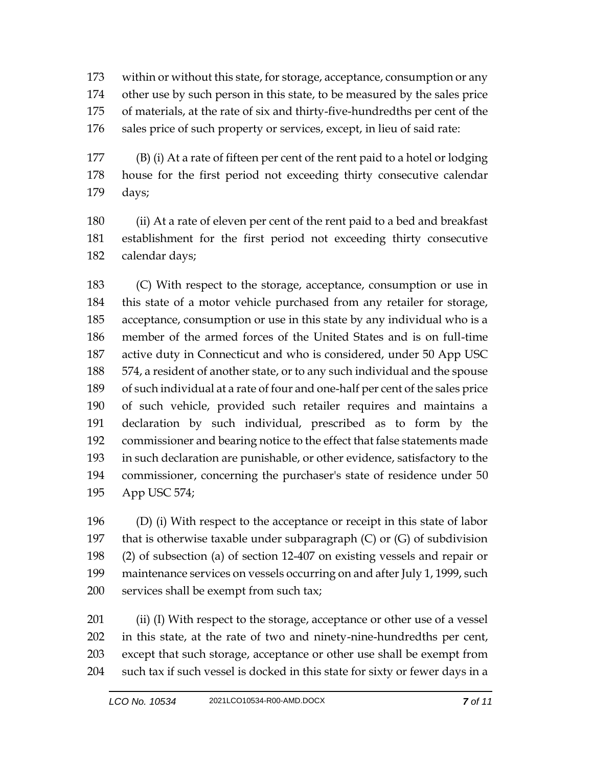within or without this state, for storage, acceptance, consumption or any other use by such person in this state, to be measured by the sales price of materials, at the rate of six and thirty-five-hundredths per cent of the sales price of such property or services, except, in lieu of said rate:

(B) (i) At a rate of fifteen per cent of the rent paid to a hotel or lodging house for the first period not exceeding thirty consecutive calendar days;

(ii) At a rate of eleven per cent of the rent paid to a bed and breakfast establishment for the first period not exceeding thirty consecutive calendar days;

(C) With respect to the storage, acceptance, consumption or use in this state of a motor vehicle purchased from any retailer for storage, acceptance, consumption or use in this state by any individual who is a member of the armed forces of the United States and is on full-time active duty in Connecticut and who is considered, under 50 App USC 574, a resident of another state, or to any such individual and the spouse of such individual at a rate of four and one-half per cent of the sales price of such vehicle, provided such retailer requires and maintains a declaration by such individual, prescribed as to form by the commissioner and bearing notice to the effect that false statements made in such declaration are punishable, or other evidence, satisfactory to the commissioner, concerning the purchaser's state of residence under 50 App USC 574;

(D) (i) With respect to the acceptance or receipt in this state of labor that is otherwise taxable under subparagraph (C) or (G) of subdivision (2) of subsection (a) of section 12-407 on existing vessels and repair or maintenance services on vessels occurring on and after July 1, 1999, such services shall be exempt from such tax;

(ii) (I) With respect to the storage, acceptance or other use of a vessel in this state, at the rate of two and ninety-nine-hundredths per cent, except that such storage, acceptance or other use shall be exempt from such tax if such vessel is docked in this state for sixty or fewer days in a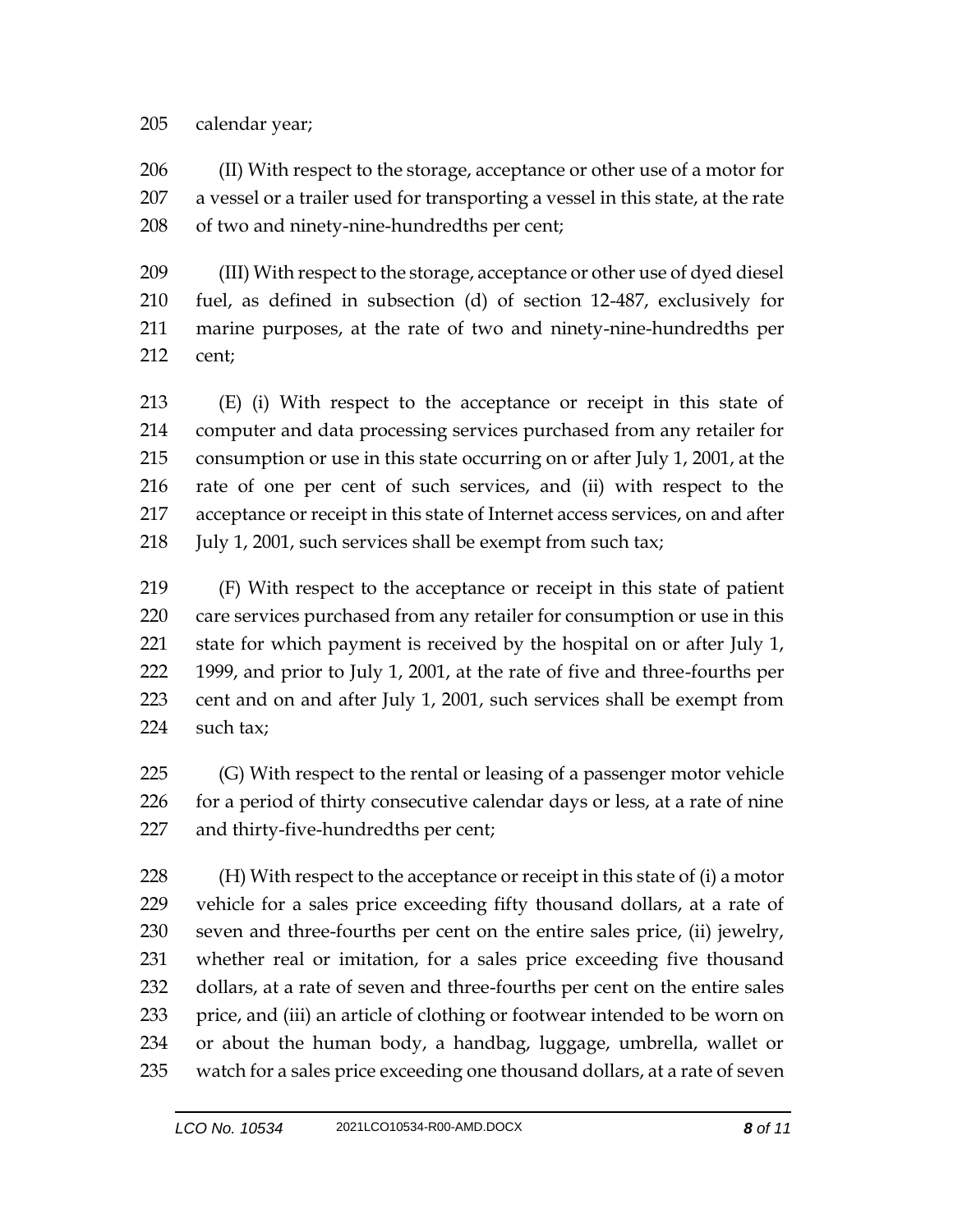calendar year;

(II) With respect to the storage, acceptance or other use of a motor for a vessel or a trailer used for transporting a vessel in this state, at the rate of two and ninety-nine-hundredths per cent;

(III) With respect to the storage, acceptance or other use of dyed diesel fuel, as defined in subsection (d) of section 12-487, exclusively for marine purposes, at the rate of two and ninety-nine-hundredths per cent;

(E) (i) With respect to the acceptance or receipt in this state of computer and data processing services purchased from any retailer for consumption or use in this state occurring on or after July 1, 2001, at the rate of one per cent of such services, and (ii) with respect to the acceptance or receipt in this state of Internet access services, on and after July 1, 2001, such services shall be exempt from such tax;

(F) With respect to the acceptance or receipt in this state of patient care services purchased from any retailer for consumption or use in this state for which payment is received by the hospital on or after July 1, 1999, and prior to July 1, 2001, at the rate of five and three-fourths per cent and on and after July 1, 2001, such services shall be exempt from such tax;

(G) With respect to the rental or leasing of a passenger motor vehicle for a period of thirty consecutive calendar days or less, at a rate of nine and thirty-five-hundredths per cent;

(H) With respect to the acceptance or receipt in this state of (i) a motor vehicle for a sales price exceeding fifty thousand dollars, at a rate of seven and three-fourths per cent on the entire sales price, (ii) jewelry, whether real or imitation, for a sales price exceeding five thousand dollars, at a rate of seven and three-fourths per cent on the entire sales price, and (iii) an article of clothing or footwear intended to be worn on or about the human body, a handbag, luggage, umbrella, wallet or watch for a sales price exceeding one thousand dollars, at a rate of seven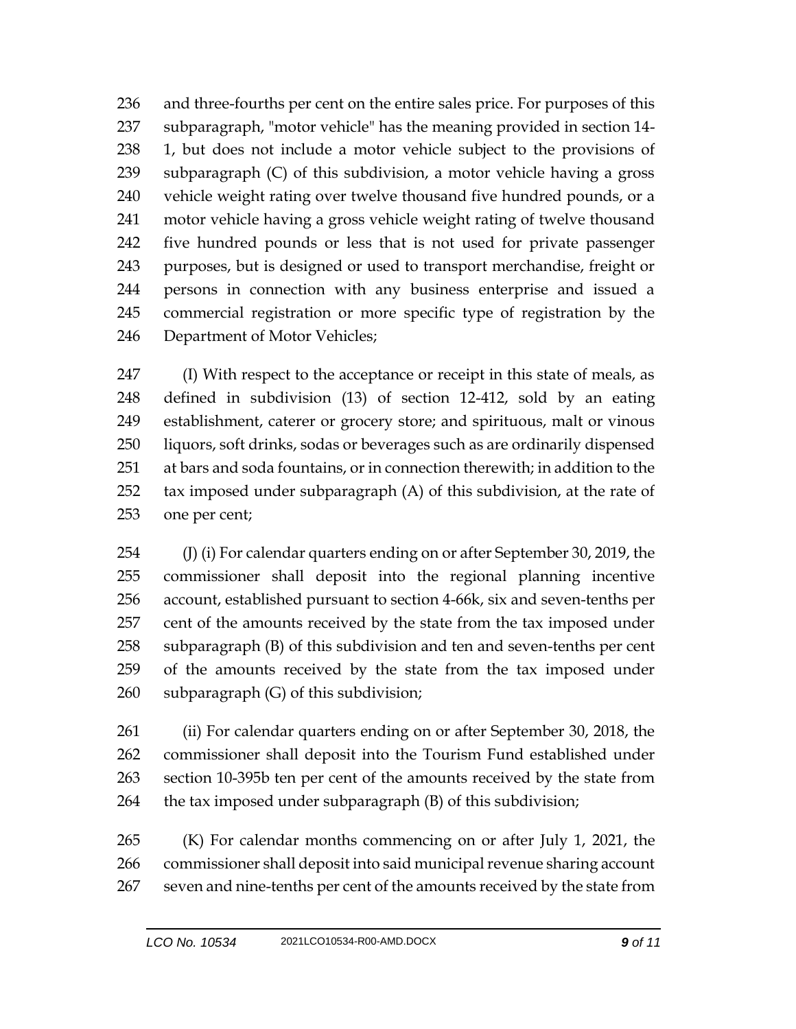236 and three-fourths per cent on the entire sales price. For purposes of this
237 subparagraph, "motor vehicle" has the meaning provided in section 14-
238 1, but does not include a motor vehicle subject to the provisions of
239 subparagraph (C) of this subdivision, a motor vehicle having a gross
240 vehicle weight rating over twelve thousand five hundred pounds, or a
241 motor vehicle having a gross vehicle weight rating of twelve thousand
242 five hundred pounds or less that is not used for private passenger
243 purposes, but is designed or used to transport merchandise, freight or
244 persons in connection with any business enterprise and issued a
245 commercial registration or more specific type of registration by the
246 Department of Motor Vehicles;

247 (I) With respect to the acceptance or receipt in this state of meals, as
248 defined in subdivision (13) of section 12-412, sold by an eating
249 establishment, caterer or grocery store; and spirituous, malt or vinous
250 liquors, soft drinks, sodas or beverages such as are ordinarily dispensed
251 at bars and soda fountains, or in connection therewith; in addition to the
252 tax imposed under subparagraph (A) of this subdivision, at the rate of
253 one per cent;

254 (J) (i) For calendar quarters ending on or after September 30, 2019, the
255 commissioner shall deposit into the regional planning incentive
256 account, established pursuant to section 4-66k, six and seven-tenths per
257 cent of the amounts received by the state from the tax imposed under
258 subparagraph (B) of this subdivision and ten and seven-tenths per cent
259 of the amounts received by the state from the tax imposed under
260 subparagraph (G) of this subdivision;

261 (ii) For calendar quarters ending on or after September 30, 2018, the
262 commissioner shall deposit into the Tourism Fund established under
263 section 10-395b ten per cent of the amounts received by the state from
264 the tax imposed under subparagraph (B) of this subdivision;

265 (K) For calendar months commencing on or after July 1, 2021, the
266 commissioner shall deposit into said municipal revenue sharing account
267 seven and nine-tenths per cent of the amounts received by the state from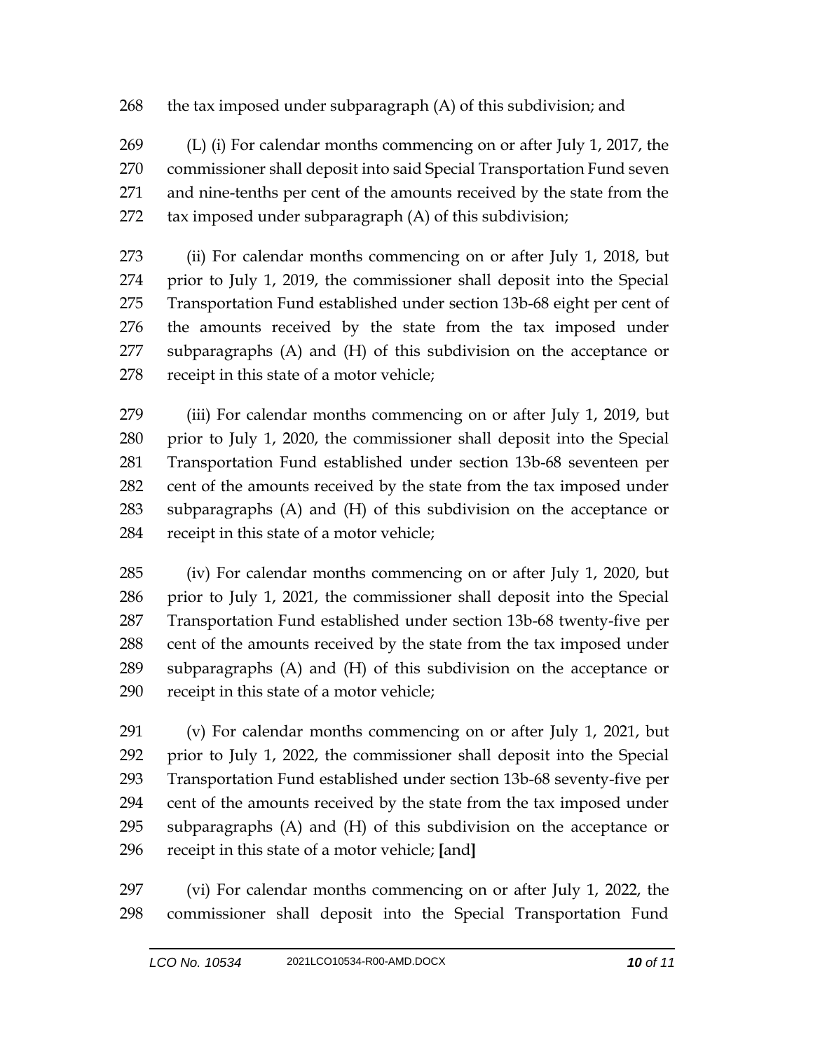the tax imposed under subparagraph (A) of this subdivision; and

(L) (i) For calendar months commencing on or after July 1, 2017, the commissioner shall deposit into said Special Transportation Fund seven and nine-tenths per cent of the amounts received by the state from the tax imposed under subparagraph (A) of this subdivision;

(ii) For calendar months commencing on or after July 1, 2018, but prior to July 1, 2019, the commissioner shall deposit into the Special Transportation Fund established under section 13b-68 eight per cent of the amounts received by the state from the tax imposed under subparagraphs (A) and (H) of this subdivision on the acceptance or receipt in this state of a motor vehicle;

(iii) For calendar months commencing on or after July 1, 2019, but prior to July 1, 2020, the commissioner shall deposit into the Special Transportation Fund established under section 13b-68 seventeen per cent of the amounts received by the state from the tax imposed under subparagraphs (A) and (H) of this subdivision on the acceptance or receipt in this state of a motor vehicle;

(iv) For calendar months commencing on or after July 1, 2020, but prior to July 1, 2021, the commissioner shall deposit into the Special Transportation Fund established under section 13b-68 twenty-five per cent of the amounts received by the state from the tax imposed under subparagraphs (A) and (H) of this subdivision on the acceptance or receipt in this state of a motor vehicle;

(v) For calendar months commencing on or after July 1, 2021, but prior to July 1, 2022, the commissioner shall deposit into the Special Transportation Fund established under section 13b-68 seventy-five per cent of the amounts received by the state from the tax imposed under subparagraphs (A) and (H) of this subdivision on the acceptance or receipt in this state of a motor vehicle; **[**and**]**

(vi) For calendar months commencing on or after July 1, 2022, the commissioner shall deposit into the Special Transportation Fund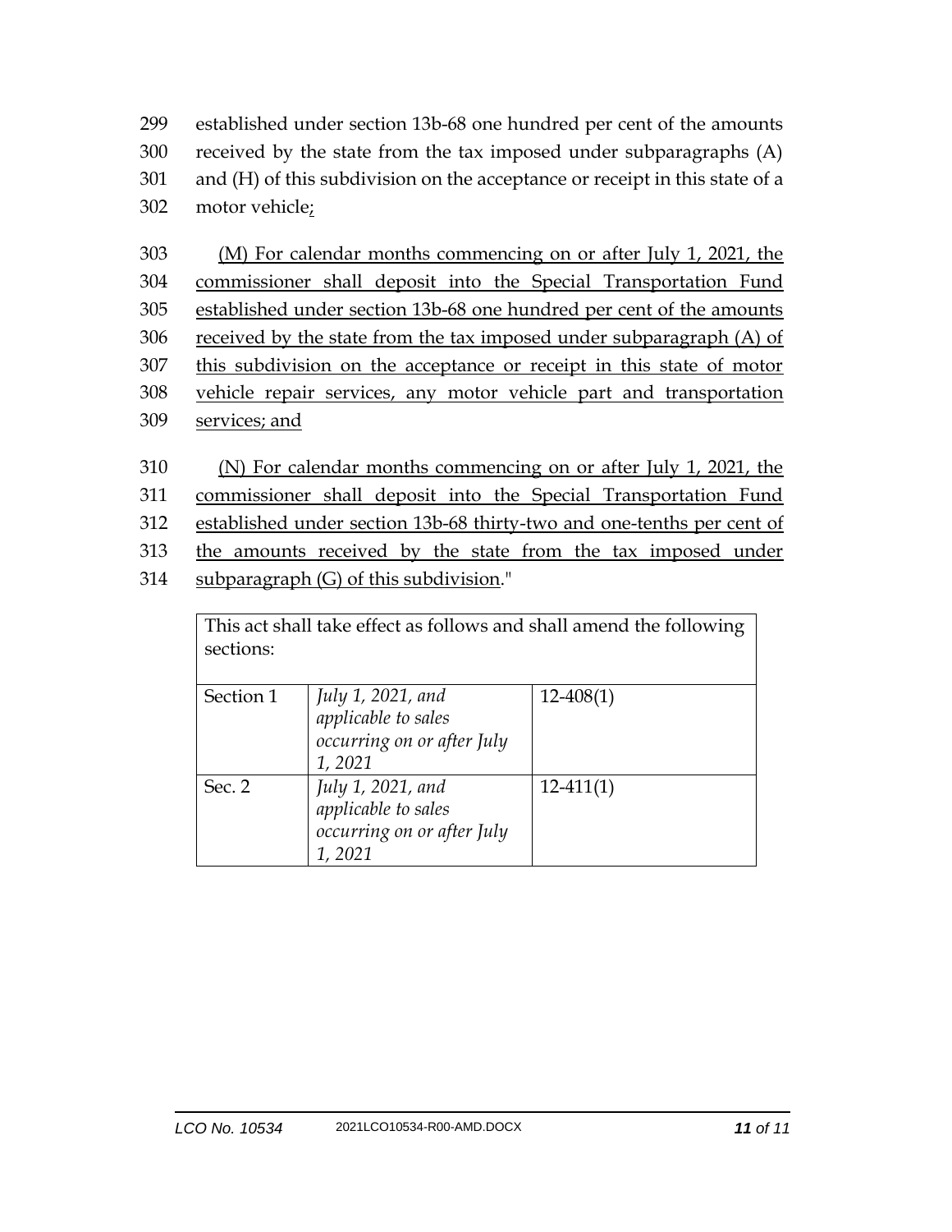299 established under section 13b-68 one hundred per cent of the amounts
300 received by the state from the tax imposed under subparagraphs (A)
301 and (H) of this subdivision on the acceptance or receipt in this state of a
302 motor vehicle;

303 (M) For calendar months commencing on or after July 1, 2021, the
304 commissioner shall deposit into the Special Transportation Fund
305 established under section 13b-68 one hundred per cent of the amounts
306 received by the state from the tax imposed under subparagraph (A) of
307 this subdivision on the acceptance or receipt in this state of motor
308 vehicle repair services, any motor vehicle part and transportation
309 services; and

310 (N) For calendar months commencing on or after July 1, 2021, the
311 commissioner shall deposit into the Special Transportation Fund
312 established under section 13b-68 thirty-two and one-tenths per cent of
313 the amounts received by the state from the tax imposed under
314 subparagraph (G) of this subdivision."

| This act shall take effect as follows and shall amend the following sections: | | |
|---|---|---|
| Section 1 | *July 1, 2021, and applicable to sales occurring on or after July 1, 2021* | 12-408(1) |
| Sec. 2 | *July 1, 2021, and applicable to sales occurring on or after July 1, 2021* | 12-411(1) |